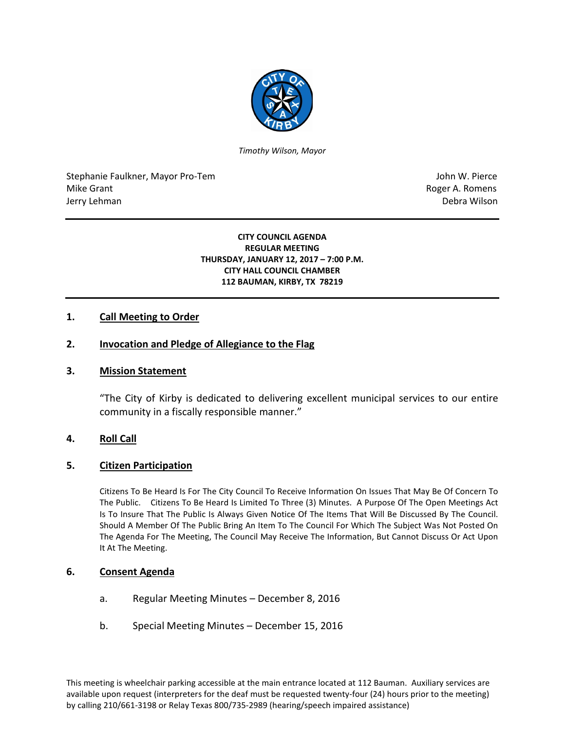*Timothy Wilson, Mayor*

Stephanie Faulkner, Mayor Pro-Tem
Mike Grant
Jerry Lehman

John W. Pierce
Roger A. Romens
Debra Wilson

**CITY COUNCIL AGENDA**
**REGULAR MEETING**
**THURSDAY, JANUARY 12, 2017 – 7:00 P.M.**
**CITY HALL COUNCIL CHAMBER**
**112 BAUMAN, KIRBY, TX 78219**

## 1. Call Meeting to Order

## 2. Invocation and Pledge of Allegiance to the Flag

## 3. Mission Statement

"The City of Kirby is dedicated to delivering excellent municipal services to our entire community in a fiscally responsible manner."

## 4. Roll Call

## 5. Citizen Participation

Citizens To Be Heard Is For The City Council To Receive Information On Issues That May Be Of Concern To The Public. Citizens To Be Heard Is Limited To Three (3) Minutes. A Purpose Of The Open Meetings Act Is To Insure That The Public Is Always Given Notice Of The Items That Will Be Discussed By The Council. Should A Member Of The Public Bring An Item To The Council For Which The Subject Was Not Posted On The Agenda For The Meeting, The Council May Receive The Information, But Cannot Discuss Or Act Upon It At The Meeting.

## 6. Consent Agenda

a. Regular Meeting Minutes – December 8, 2016

b. Special Meeting Minutes – December 15, 2016

This meeting is wheelchair parking accessible at the main entrance located at 112 Bauman. Auxiliary services are available upon request (interpreters for the deaf must be requested twenty-four (24) hours prior to the meeting) by calling 210/661-3198 or Relay Texas 800/735-2989 (hearing/speech impaired assistance)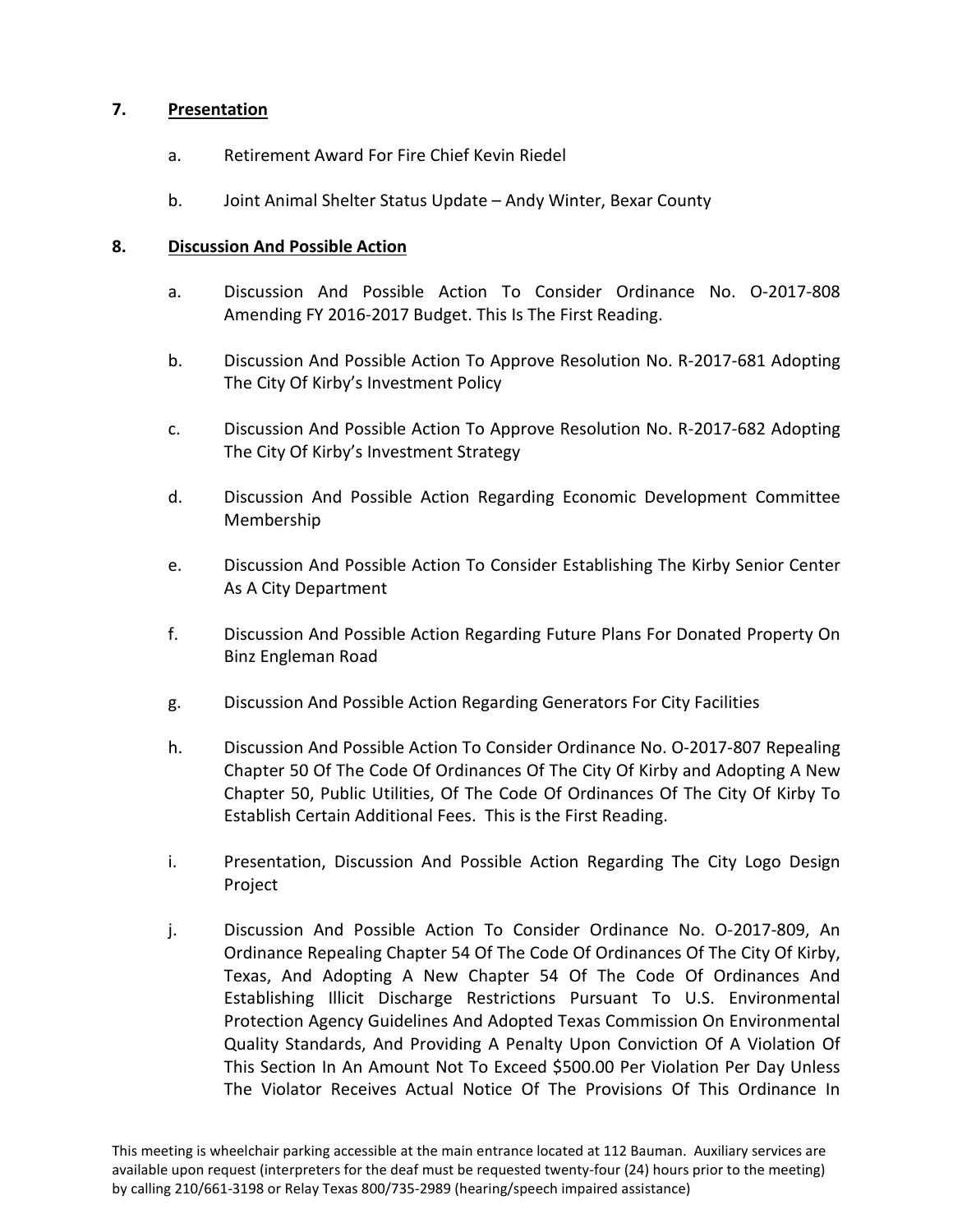## 7. Presentation

a. Retirement Award For Fire Chief Kevin Riedel

b. Joint Animal Shelter Status Update – Andy Winter, Bexar County

## 8. Discussion And Possible Action

a. Discussion And Possible Action To Consider Ordinance No. O-2017-808 Amending FY 2016-2017 Budget. This Is The First Reading.

b. Discussion And Possible Action To Approve Resolution No. R-2017-681 Adopting The City Of Kirby's Investment Policy

c. Discussion And Possible Action To Approve Resolution No. R-2017-682 Adopting The City Of Kirby's Investment Strategy

d. Discussion And Possible Action Regarding Economic Development Committee Membership

e. Discussion And Possible Action To Consider Establishing The Kirby Senior Center As A City Department

f. Discussion And Possible Action Regarding Future Plans For Donated Property On Binz Engleman Road

g. Discussion And Possible Action Regarding Generators For City Facilities

h. Discussion And Possible Action To Consider Ordinance No. O-2017-807 Repealing Chapter 50 Of The Code Of Ordinances Of The City Of Kirby and Adopting A New Chapter 50, Public Utilities, Of The Code Of Ordinances Of The City Of Kirby To Establish Certain Additional Fees. This is the First Reading.

i. Presentation, Discussion And Possible Action Regarding The City Logo Design Project

j. Discussion And Possible Action To Consider Ordinance No. O-2017-809, An Ordinance Repealing Chapter 54 Of The Code Of Ordinances Of The City Of Kirby, Texas, And Adopting A New Chapter 54 Of The Code Of Ordinances And Establishing Illicit Discharge Restrictions Pursuant To U.S. Environmental Protection Agency Guidelines And Adopted Texas Commission On Environmental Quality Standards, And Providing A Penalty Upon Conviction Of A Violation Of This Section In An Amount Not To Exceed $500.00 Per Violation Per Day Unless The Violator Receives Actual Notice Of The Provisions Of This Ordinance In

This meeting is wheelchair parking accessible at the main entrance located at 112 Bauman. Auxiliary services are available upon request (interpreters for the deaf must be requested twenty-four (24) hours prior to the meeting) by calling 210/661-3198 or Relay Texas 800/735-2989 (hearing/speech impaired assistance)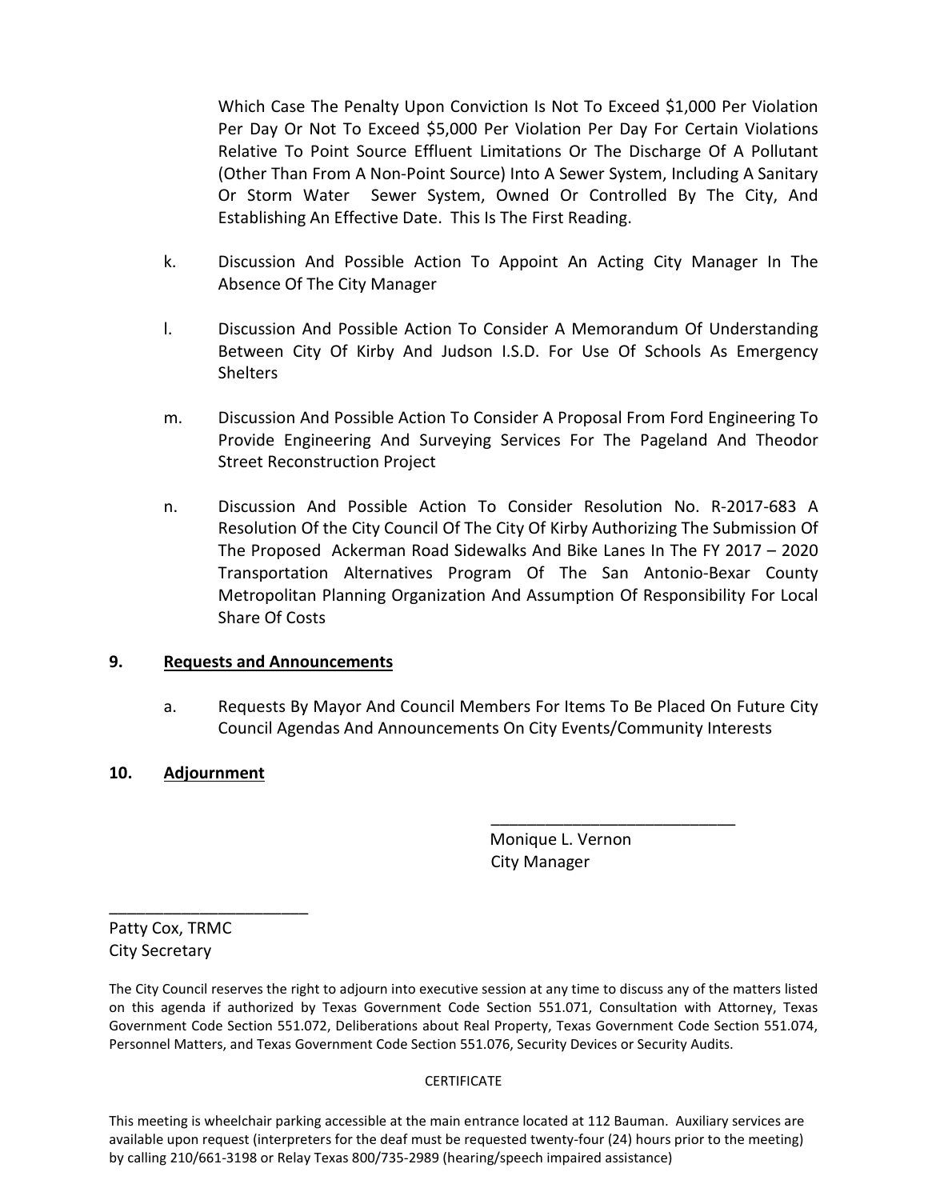Which Case The Penalty Upon Conviction Is Not To Exceed $1,000 Per Violation Per Day Or Not To Exceed $5,000 Per Violation Per Day For Certain Violations Relative To Point Source Effluent Limitations Or The Discharge Of A Pollutant (Other Than From A Non-Point Source) Into A Sewer System, Including A Sanitary Or Storm Water Sewer System, Owned Or Controlled By The City, And Establishing An Effective Date. This Is The First Reading.

k. Discussion And Possible Action To Appoint An Acting City Manager In The Absence Of The City Manager

l. Discussion And Possible Action To Consider A Memorandum Of Understanding Between City Of Kirby And Judson I.S.D. For Use Of Schools As Emergency Shelters

m. Discussion And Possible Action To Consider A Proposal From Ford Engineering To Provide Engineering And Surveying Services For The Pageland And Theodor Street Reconstruction Project

n. Discussion And Possible Action To Consider Resolution No. R-2017-683 A Resolution Of the City Council Of The City Of Kirby Authorizing The Submission Of The Proposed Ackerman Road Sidewalks And Bike Lanes In The FY 2017 – 2020 Transportation Alternatives Program Of The San Antonio-Bexar County Metropolitan Planning Organization And Assumption Of Responsibility For Local Share Of Costs

## 9. Requests and Announcements

a. Requests By Mayor And Council Members For Items To Be Placed On Future City Council Agendas And Announcements On City Events/Community Interests

## 10. Adjournment

\_\_\_\_\_\_\_\_\_\_\_\_\_\_\_\_\_\_\_\_\_\_\_\_\_\_\_\_
Monique L. Vernon
City Manager

\_\_\_\_\_\_\_\_\_\_\_\_\_\_\_\_\_\_\_\_\_\_\_
Patty Cox, TRMC
City Secretary

The City Council reserves the right to adjourn into executive session at any time to discuss any of the matters listed on this agenda if authorized by Texas Government Code Section 551.071, Consultation with Attorney, Texas Government Code Section 551.072, Deliberations about Real Property, Texas Government Code Section 551.074, Personnel Matters, and Texas Government Code Section 551.076, Security Devices or Security Audits.

CERTIFICATE

This meeting is wheelchair parking accessible at the main entrance located at 112 Bauman. Auxiliary services are available upon request (interpreters for the deaf must be requested twenty-four (24) hours prior to the meeting) by calling 210/661-3198 or Relay Texas 800/735-2989 (hearing/speech impaired assistance)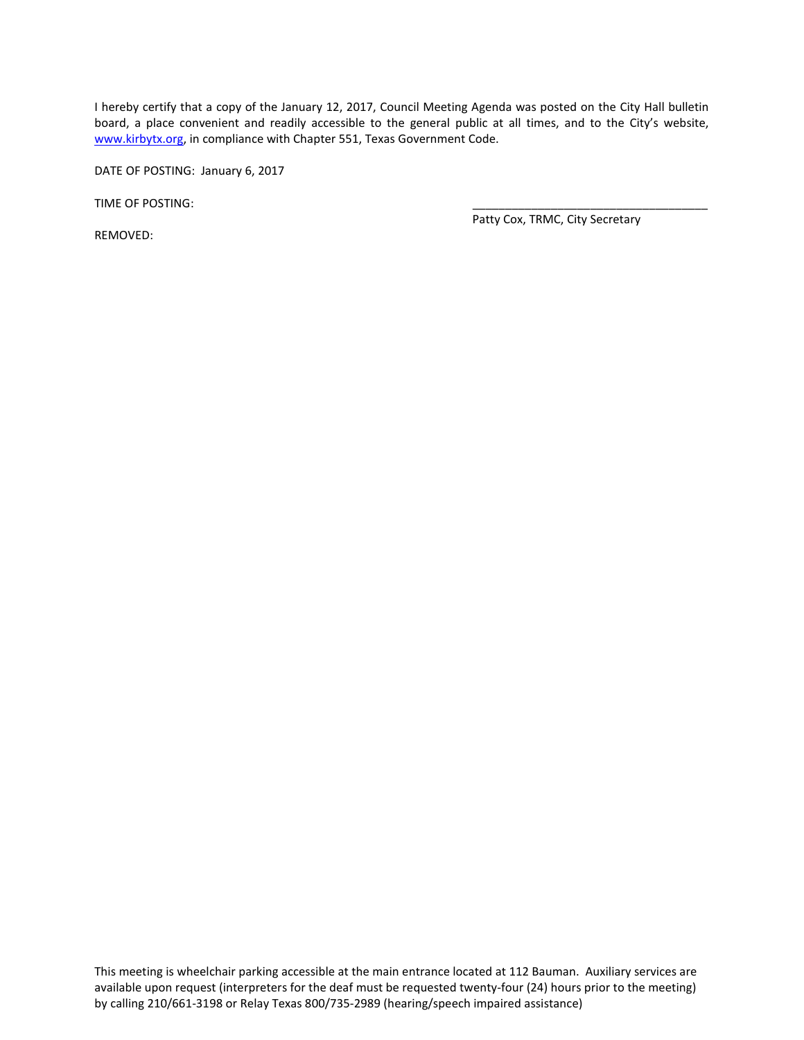I hereby certify that a copy of the January 12, 2017, Council Meeting Agenda was posted on the City Hall bulletin board, a place convenient and readily accessible to the general public at all times, and to the City's website, [www.kirbytx.org](www.kirbytx.org), in compliance with Chapter 551, Texas Government Code.

DATE OF POSTING: January 6, 2017

TIME OF POSTING:

\_\_\_\_\_\_\_\_\_\_\_\_\_\_\_\_\_\_\_\_\_\_\_\_\_\_\_\_\_\_\_\_\_\_\_\_

Patty Cox, TRMC, City Secretary

REMOVED:

This meeting is wheelchair parking accessible at the main entrance located at 112 Bauman. Auxiliary services are available upon request (interpreters for the deaf must be requested twenty-four (24) hours prior to the meeting) by calling 210/661-3198 or Relay Texas 800/735-2989 (hearing/speech impaired assistance)